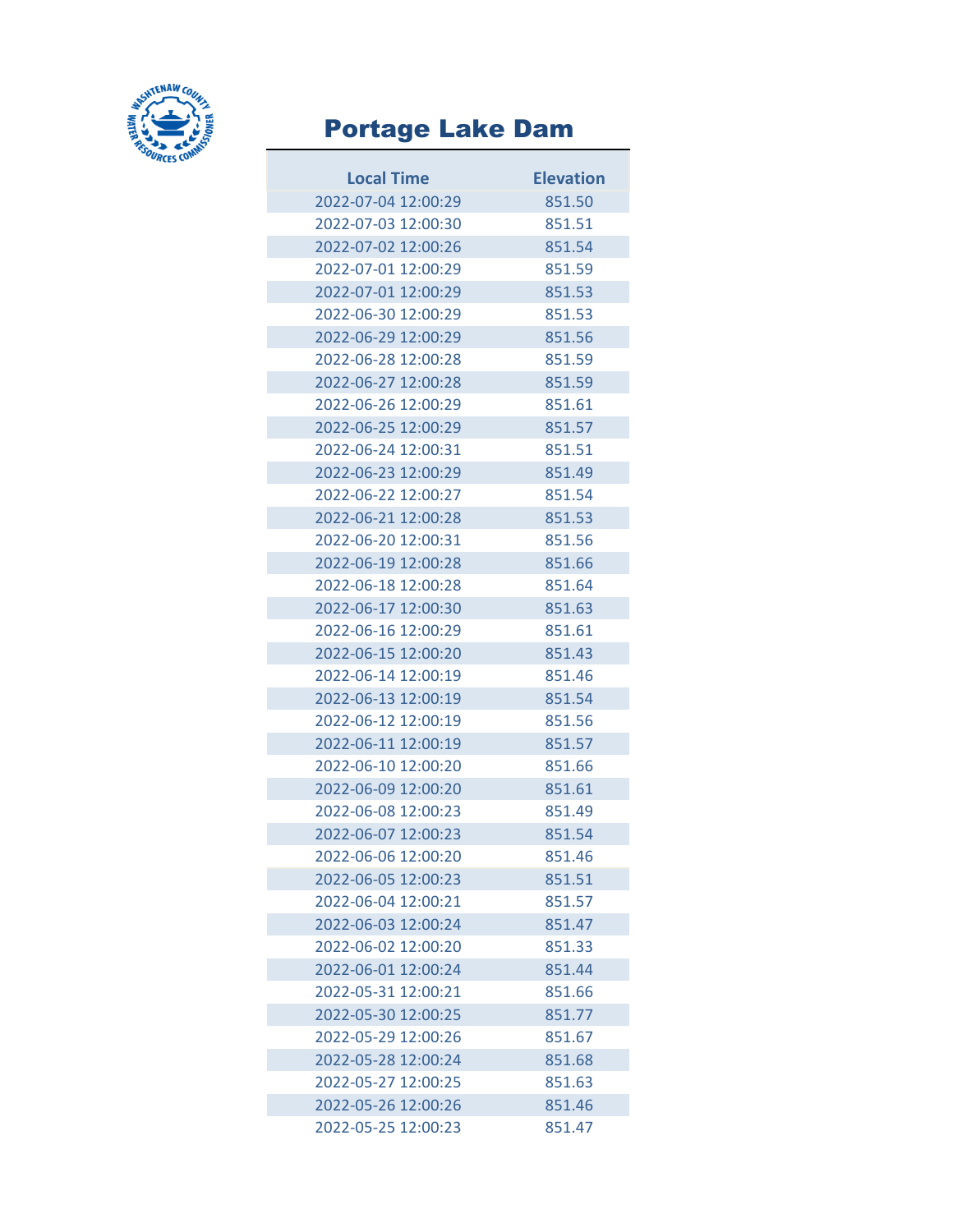# Portage Lake Dam

| Local Time | Elevation |
|---|---|
| 2022-07-04 12:00:29 | 851.50 |
| 2022-07-03 12:00:30 | 851.51 |
| 2022-07-02 12:00:26 | 851.54 |
| 2022-07-01 12:00:29 | 851.59 |
| 2022-07-01 12:00:29 | 851.53 |
| 2022-06-30 12:00:29 | 851.53 |
| 2022-06-29 12:00:29 | 851.56 |
| 2022-06-28 12:00:28 | 851.59 |
| 2022-06-27 12:00:28 | 851.59 |
| 2022-06-26 12:00:29 | 851.61 |
| 2022-06-25 12:00:29 | 851.57 |
| 2022-06-24 12:00:31 | 851.51 |
| 2022-06-23 12:00:29 | 851.49 |
| 2022-06-22 12:00:27 | 851.54 |
| 2022-06-21 12:00:28 | 851.53 |
| 2022-06-20 12:00:31 | 851.56 |
| 2022-06-19 12:00:28 | 851.66 |
| 2022-06-18 12:00:28 | 851.64 |
| 2022-06-17 12:00:30 | 851.63 |
| 2022-06-16 12:00:29 | 851.61 |
| 2022-06-15 12:00:20 | 851.43 |
| 2022-06-14 12:00:19 | 851.46 |
| 2022-06-13 12:00:19 | 851.54 |
| 2022-06-12 12:00:19 | 851.56 |
| 2022-06-11 12:00:19 | 851.57 |
| 2022-06-10 12:00:20 | 851.66 |
| 2022-06-09 12:00:20 | 851.61 |
| 2022-06-08 12:00:23 | 851.49 |
| 2022-06-07 12:00:23 | 851.54 |
| 2022-06-06 12:00:20 | 851.46 |
| 2022-06-05 12:00:23 | 851.51 |
| 2022-06-04 12:00:21 | 851.57 |
| 2022-06-03 12:00:24 | 851.47 |
| 2022-06-02 12:00:20 | 851.33 |
| 2022-06-01 12:00:24 | 851.44 |
| 2022-05-31 12:00:21 | 851.66 |
| 2022-05-30 12:00:25 | 851.77 |
| 2022-05-29 12:00:26 | 851.67 |
| 2022-05-28 12:00:24 | 851.68 |
| 2022-05-27 12:00:25 | 851.63 |
| 2022-05-26 12:00:26 | 851.46 |
| 2022-05-25 12:00:23 | 851.47 |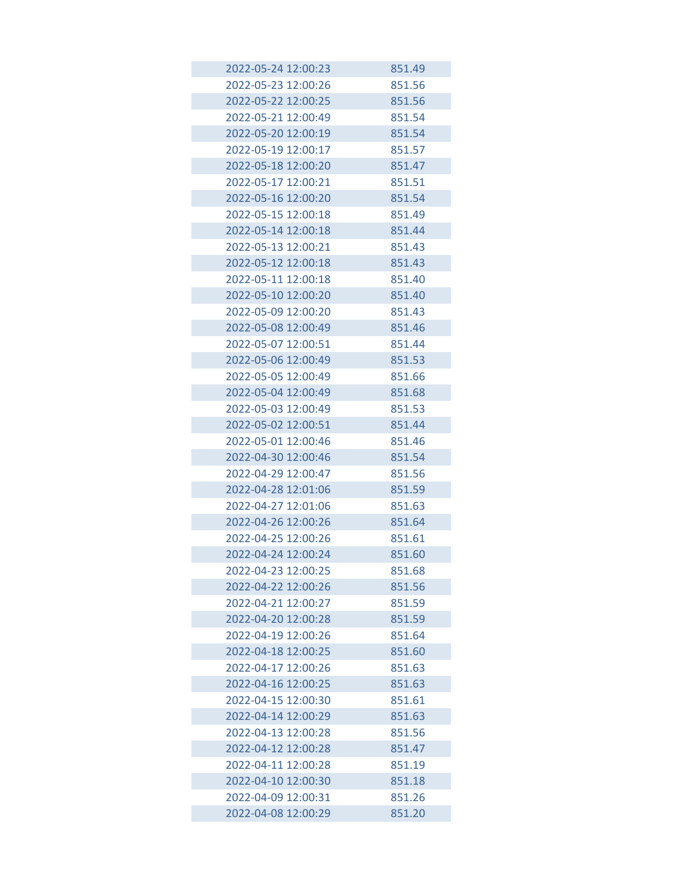| | |
|---|---|
| 2022-05-24 12:00:23 | 851.49 |
| 2022-05-23 12:00:26 | 851.56 |
| 2022-05-22 12:00:25 | 851.56 |
| 2022-05-21 12:00:49 | 851.54 |
| 2022-05-20 12:00:19 | 851.54 |
| 2022-05-19 12:00:17 | 851.57 |
| 2022-05-18 12:00:20 | 851.47 |
| 2022-05-17 12:00:21 | 851.51 |
| 2022-05-16 12:00:20 | 851.54 |
| 2022-05-15 12:00:18 | 851.49 |
| 2022-05-14 12:00:18 | 851.44 |
| 2022-05-13 12:00:21 | 851.43 |
| 2022-05-12 12:00:18 | 851.43 |
| 2022-05-11 12:00:18 | 851.40 |
| 2022-05-10 12:00:20 | 851.40 |
| 2022-05-09 12:00:20 | 851.43 |
| 2022-05-08 12:00:49 | 851.46 |
| 2022-05-07 12:00:51 | 851.44 |
| 2022-05-06 12:00:49 | 851.53 |
| 2022-05-05 12:00:49 | 851.66 |
| 2022-05-04 12:00:49 | 851.68 |
| 2022-05-03 12:00:49 | 851.53 |
| 2022-05-02 12:00:51 | 851.44 |
| 2022-05-01 12:00:46 | 851.46 |
| 2022-04-30 12:00:46 | 851.54 |
| 2022-04-29 12:00:47 | 851.56 |
| 2022-04-28 12:01:06 | 851.59 |
| 2022-04-27 12:01:06 | 851.63 |
| 2022-04-26 12:00:26 | 851.64 |
| 2022-04-25 12:00:26 | 851.61 |
| 2022-04-24 12:00:24 | 851.60 |
| 2022-04-23 12:00:25 | 851.68 |
| 2022-04-22 12:00:26 | 851.56 |
| 2022-04-21 12:00:27 | 851.59 |
| 2022-04-20 12:00:28 | 851.59 |
| 2022-04-19 12:00:26 | 851.64 |
| 2022-04-18 12:00:25 | 851.60 |
| 2022-04-17 12:00:26 | 851.63 |
| 2022-04-16 12:00:25 | 851.63 |
| 2022-04-15 12:00:30 | 851.61 |
| 2022-04-14 12:00:29 | 851.63 |
| 2022-04-13 12:00:28 | 851.56 |
| 2022-04-12 12:00:28 | 851.47 |
| 2022-04-11 12:00:28 | 851.19 |
| 2022-04-10 12:00:30 | 851.18 |
| 2022-04-09 12:00:31 | 851.26 |
| 2022-04-08 12:00:29 | 851.20 |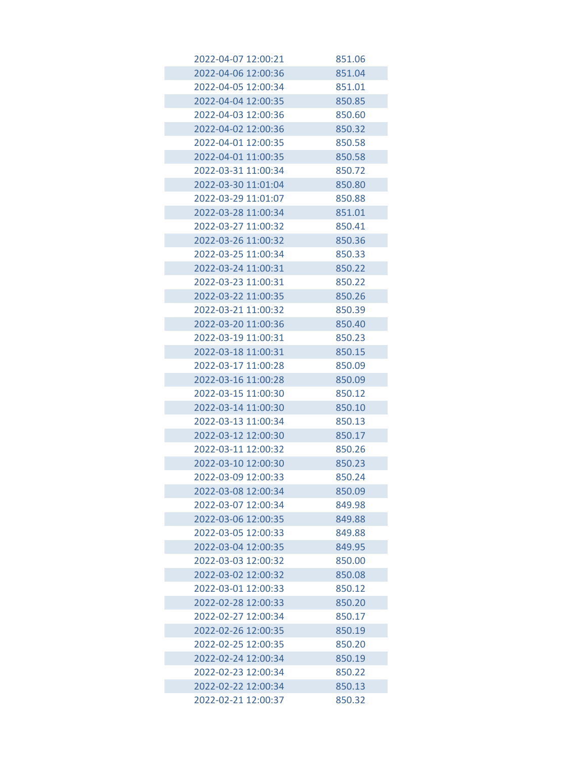| | |
|---|---|
| 2022-04-07 12:00:21 | 851.06 |
| 2022-04-06 12:00:36 | 851.04 |
| 2022-04-05 12:00:34 | 851.01 |
| 2022-04-04 12:00:35 | 850.85 |
| 2022-04-03 12:00:36 | 850.60 |
| 2022-04-02 12:00:36 | 850.32 |
| 2022-04-01 12:00:35 | 850.58 |
| 2022-04-01 11:00:35 | 850.58 |
| 2022-03-31 11:00:34 | 850.72 |
| 2022-03-30 11:01:04 | 850.80 |
| 2022-03-29 11:01:07 | 850.88 |
| 2022-03-28 11:00:34 | 851.01 |
| 2022-03-27 11:00:32 | 850.41 |
| 2022-03-26 11:00:32 | 850.36 |
| 2022-03-25 11:00:34 | 850.33 |
| 2022-03-24 11:00:31 | 850.22 |
| 2022-03-23 11:00:31 | 850.22 |
| 2022-03-22 11:00:35 | 850.26 |
| 2022-03-21 11:00:32 | 850.39 |
| 2022-03-20 11:00:36 | 850.40 |
| 2022-03-19 11:00:31 | 850.23 |
| 2022-03-18 11:00:31 | 850.15 |
| 2022-03-17 11:00:28 | 850.09 |
| 2022-03-16 11:00:28 | 850.09 |
| 2022-03-15 11:00:30 | 850.12 |
| 2022-03-14 11:00:30 | 850.10 |
| 2022-03-13 11:00:34 | 850.13 |
| 2022-03-12 12:00:30 | 850.17 |
| 2022-03-11 12:00:32 | 850.26 |
| 2022-03-10 12:00:30 | 850.23 |
| 2022-03-09 12:00:33 | 850.24 |
| 2022-03-08 12:00:34 | 850.09 |
| 2022-03-07 12:00:34 | 849.98 |
| 2022-03-06 12:00:35 | 849.88 |
| 2022-03-05 12:00:33 | 849.88 |
| 2022-03-04 12:00:35 | 849.95 |
| 2022-03-03 12:00:32 | 850.00 |
| 2022-03-02 12:00:32 | 850.08 |
| 2022-03-01 12:00:33 | 850.12 |
| 2022-02-28 12:00:33 | 850.20 |
| 2022-02-27 12:00:34 | 850.17 |
| 2022-02-26 12:00:35 | 850.19 |
| 2022-02-25 12:00:35 | 850.20 |
| 2022-02-24 12:00:34 | 850.19 |
| 2022-02-23 12:00:34 | 850.22 |
| 2022-02-22 12:00:34 | 850.13 |
| 2022-02-21 12:00:37 | 850.32 |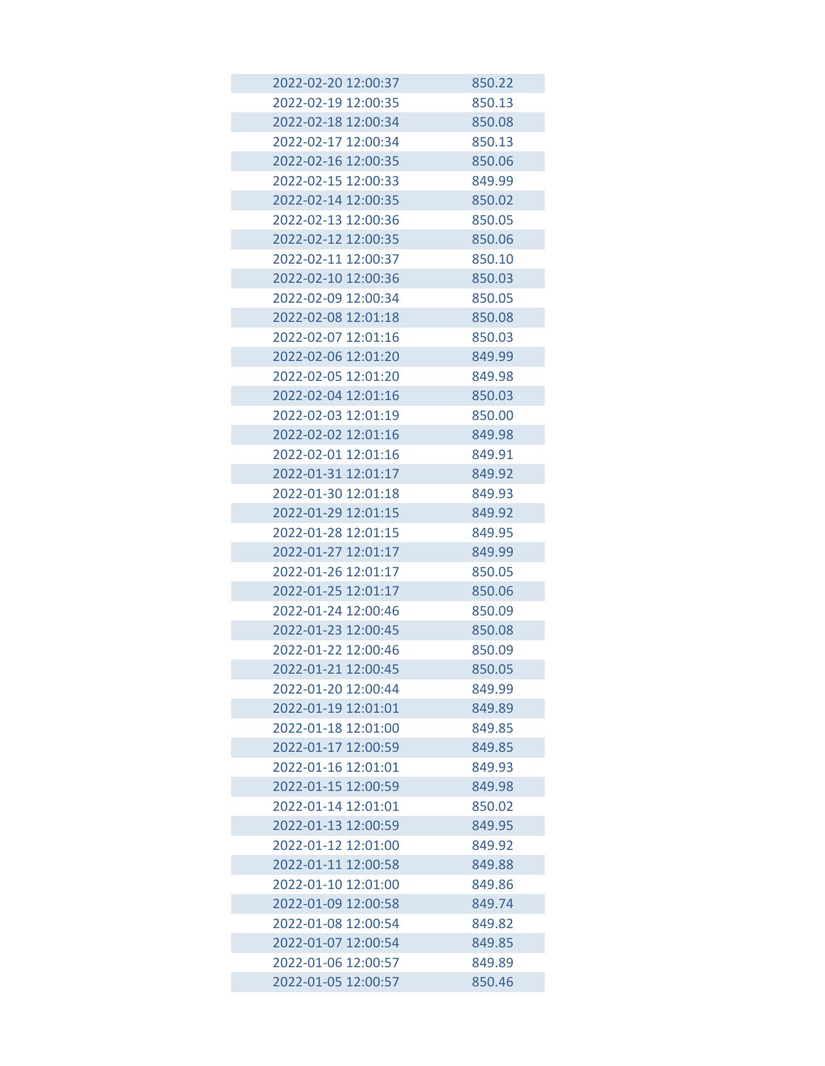| | |
|---|---|
| 2022-02-20 12:00:37 | 850.22 |
| 2022-02-19 12:00:35 | 850.13 |
| 2022-02-18 12:00:34 | 850.08 |
| 2022-02-17 12:00:34 | 850.13 |
| 2022-02-16 12:00:35 | 850.06 |
| 2022-02-15 12:00:33 | 849.99 |
| 2022-02-14 12:00:35 | 850.02 |
| 2022-02-13 12:00:36 | 850.05 |
| 2022-02-12 12:00:35 | 850.06 |
| 2022-02-11 12:00:37 | 850.10 |
| 2022-02-10 12:00:36 | 850.03 |
| 2022-02-09 12:00:34 | 850.05 |
| 2022-02-08 12:01:18 | 850.08 |
| 2022-02-07 12:01:16 | 850.03 |
| 2022-02-06 12:01:20 | 849.99 |
| 2022-02-05 12:01:20 | 849.98 |
| 2022-02-04 12:01:16 | 850.03 |
| 2022-02-03 12:01:19 | 850.00 |
| 2022-02-02 12:01:16 | 849.98 |
| 2022-02-01 12:01:16 | 849.91 |
| 2022-01-31 12:01:17 | 849.92 |
| 2022-01-30 12:01:18 | 849.93 |
| 2022-01-29 12:01:15 | 849.92 |
| 2022-01-28 12:01:15 | 849.95 |
| 2022-01-27 12:01:17 | 849.99 |
| 2022-01-26 12:01:17 | 850.05 |
| 2022-01-25 12:01:17 | 850.06 |
| 2022-01-24 12:00:46 | 850.09 |
| 2022-01-23 12:00:45 | 850.08 |
| 2022-01-22 12:00:46 | 850.09 |
| 2022-01-21 12:00:45 | 850.05 |
| 2022-01-20 12:00:44 | 849.99 |
| 2022-01-19 12:01:01 | 849.89 |
| 2022-01-18 12:01:00 | 849.85 |
| 2022-01-17 12:00:59 | 849.85 |
| 2022-01-16 12:01:01 | 849.93 |
| 2022-01-15 12:00:59 | 849.98 |
| 2022-01-14 12:01:01 | 850.02 |
| 2022-01-13 12:00:59 | 849.95 |
| 2022-01-12 12:01:00 | 849.92 |
| 2022-01-11 12:00:58 | 849.88 |
| 2022-01-10 12:01:00 | 849.86 |
| 2022-01-09 12:00:58 | 849.74 |
| 2022-01-08 12:00:54 | 849.82 |
| 2022-01-07 12:00:54 | 849.85 |
| 2022-01-06 12:00:57 | 849.89 |
| 2022-01-05 12:00:57 | 850.46 |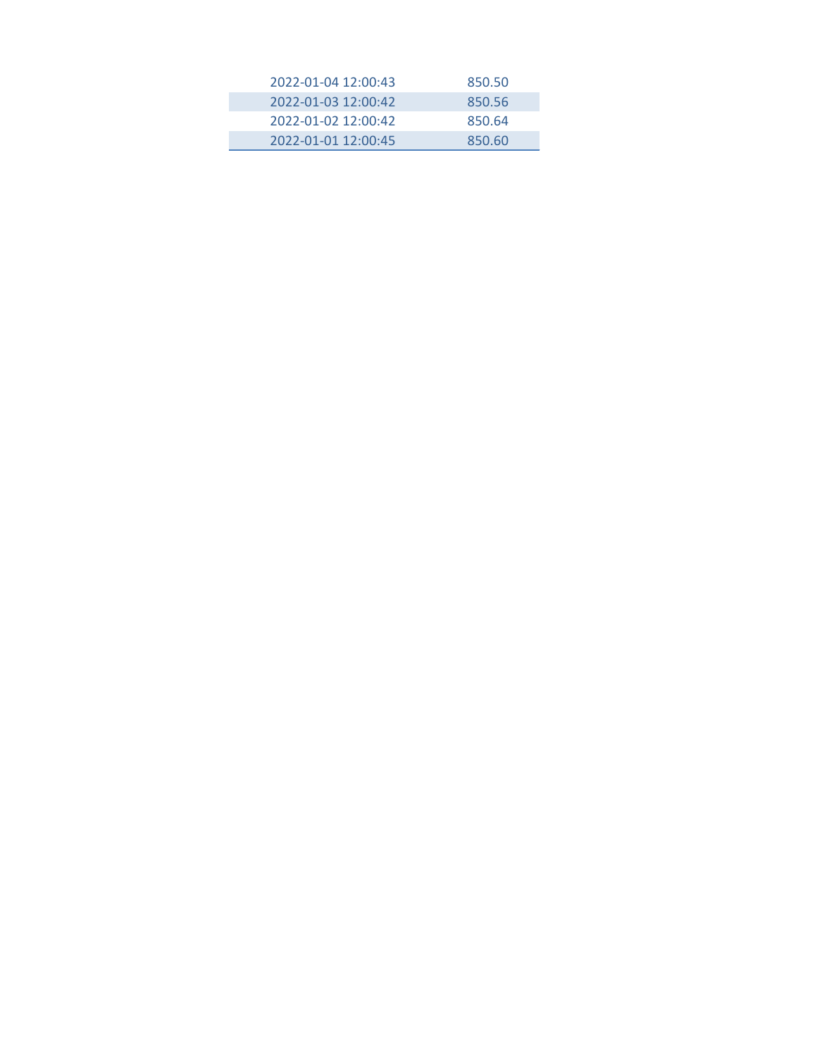| | |
|---|---|
| 2022-01-04 12:00:43 | 850.50 |
| 2022-01-03 12:00:42 | 850.56 |
| 2022-01-02 12:00:42 | 850.64 |
| 2022-01-01 12:00:45 | 850.60 |